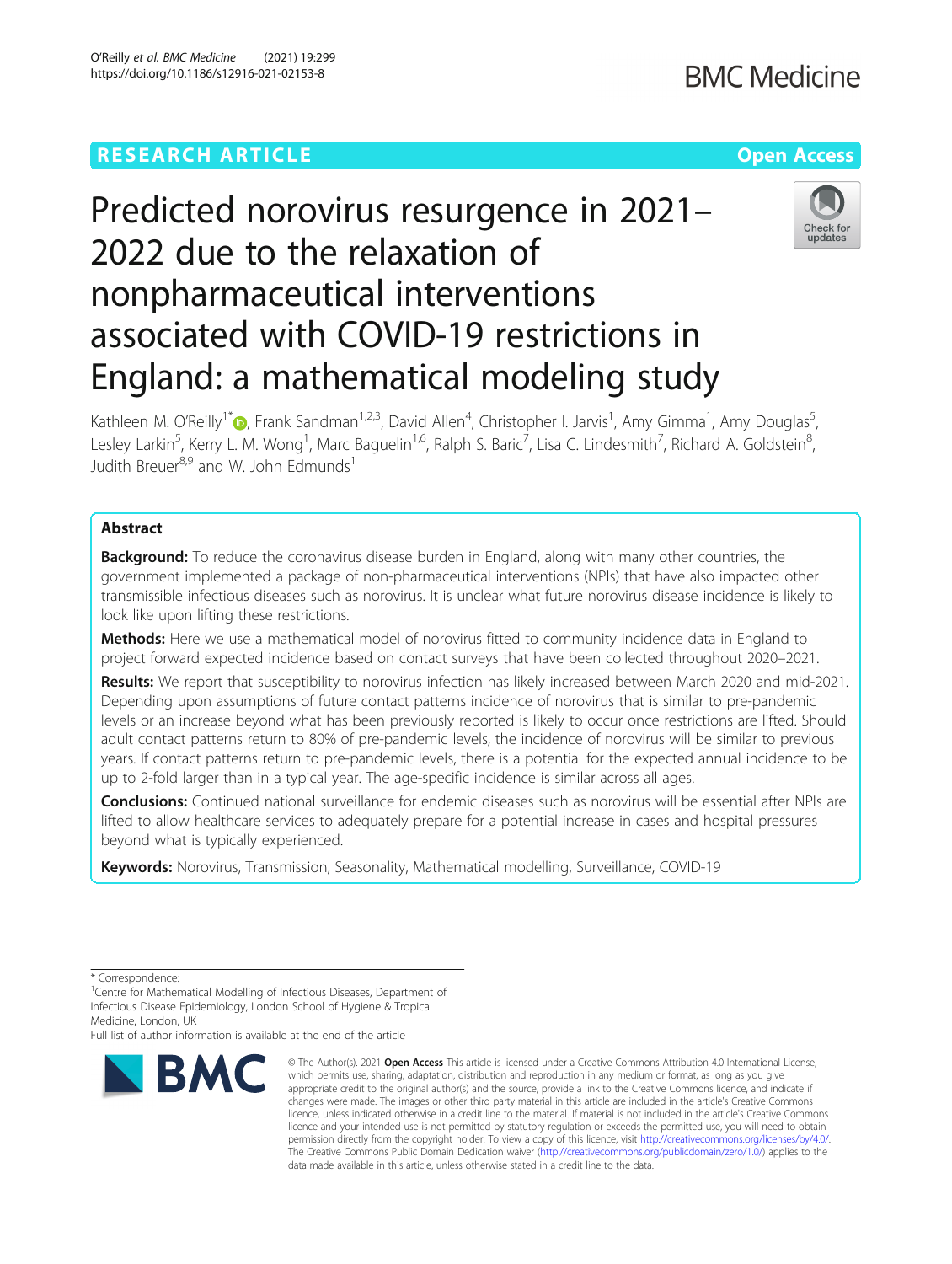RESEARCH ARTICLE

Open Access

# Predicted norovirus resurgence in 2021–2022 due to the relaxation of nonpharmaceutical interventions associated with COVID-19 restrictions in England: a mathematical modeling study

Kathleen M. O'Reilly[1*], Frank Sandman[1,2,3], David Allen[4], Christopher I. Jarvis[1], Amy Gimma[1], Amy Douglas[5], Lesley Larkin[5], Kerry L. M. Wong[1], Marc Baguelin[1,6], Ralph S. Baric[7], Lisa C. Lindesmith[7], Richard A. Goldstein[8], Judith Breuer[8,9] and W. John Edmunds[1]

## Abstract

**Background:** To reduce the coronavirus disease burden in England, along with many other countries, the government implemented a package of non-pharmaceutical interventions (NPIs) that have also impacted other transmissible infectious diseases such as norovirus. It is unclear what future norovirus disease incidence is likely to look like upon lifting these restrictions.

**Methods:** Here we use a mathematical model of norovirus fitted to community incidence data in England to project forward expected incidence based on contact surveys that have been collected throughout 2020–2021.

**Results:** We report that susceptibility to norovirus infection has likely increased between March 2020 and mid-2021. Depending upon assumptions of future contact patterns incidence of norovirus that is similar to pre-pandemic levels or an increase beyond what has been previously reported is likely to occur once restrictions are lifted. Should adult contact patterns return to 80% of pre-pandemic levels, the incidence of norovirus will be similar to previous years. If contact patterns return to pre-pandemic levels, there is a potential for the expected annual incidence to be up to 2-fold larger than in a typical year. The age-specific incidence is similar across all ages.

**Conclusions:** Continued national surveillance for endemic diseases such as norovirus will be essential after NPIs are lifted to allow healthcare services to adequately prepare for a potential increase in cases and hospital pressures beyond what is typically experienced.

**Keywords:** Norovirus, Transmission, Seasonality, Mathematical modelling, Surveillance, COVID-19

\* Correspondence:
[1]Centre for Mathematical Modelling of Infectious Diseases, Department of Infectious Disease Epidemiology, London School of Hygiene & Tropical Medicine, London, UK
Full list of author information is available at the end of the article

© The Author(s). 2021 **Open Access** This article is licensed under a Creative Commons Attribution 4.0 International License, which permits use, sharing, adaptation, distribution and reproduction in any medium or format, as long as you give appropriate credit to the original author(s) and the source, provide a link to the Creative Commons licence, and indicate if changes were made. The images or other third party material in this article are included in the article's Creative Commons licence, unless indicated otherwise in a credit line to the material. If material is not included in the article's Creative Commons licence and your intended use is not permitted by statutory regulation or exceeds the permitted use, you will need to obtain permission directly from the copyright holder. To view a copy of this licence, visit http://creativecommons.org/licenses/by/4.0/. The Creative Commons Public Domain Dedication waiver (http://creativecommons.org/publicdomain/zero/1.0/) applies to the data made available in this article, unless otherwise stated in a credit line to the data.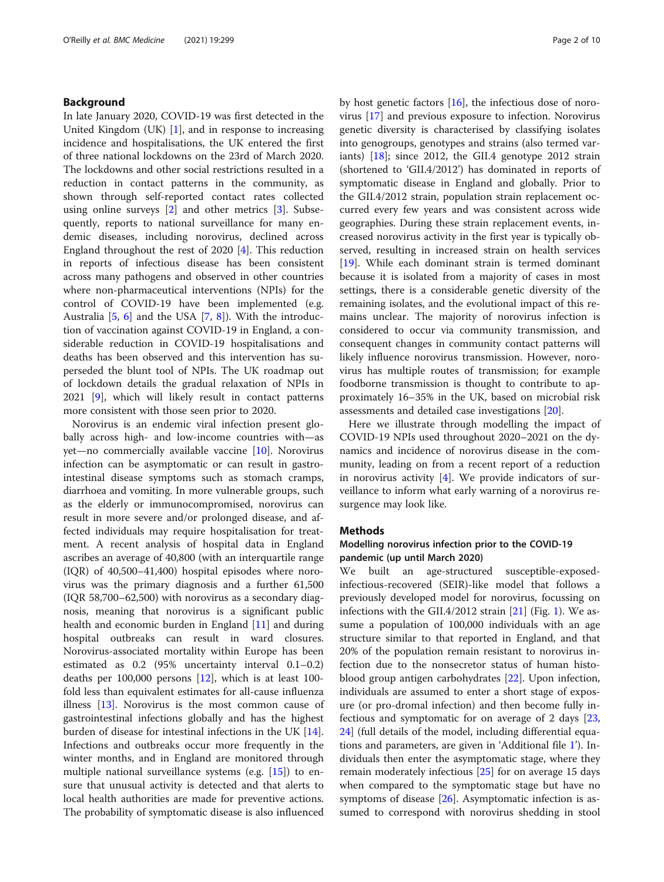## Background

In late January 2020, COVID-19 was first detected in the United Kingdom (UK) [1], and in response to increasing incidence and hospitalisations, the UK entered the first of three national lockdowns on the 23rd of March 2020. The lockdowns and other social restrictions resulted in a reduction in contact patterns in the community, as shown through self-reported contact rates collected using online surveys [2] and other metrics [3]. Subsequently, reports to national surveillance for many endemic diseases, including norovirus, declined across England throughout the rest of 2020 [4]. This reduction in reports of infectious disease has been consistent across many pathogens and observed in other countries where non-pharmaceutical interventions (NPIs) for the control of COVID-19 have been implemented (e.g. Australia [5, 6] and the USA [7, 8]). With the introduction of vaccination against COVID-19 in England, a considerable reduction in COVID-19 hospitalisations and deaths has been observed and this intervention has superseded the blunt tool of NPIs. The UK roadmap out of lockdown details the gradual relaxation of NPIs in 2021 [9], which will likely result in contact patterns more consistent with those seen prior to 2020.

Norovirus is an endemic viral infection present globally across high- and low-income countries with—as yet—no commercially available vaccine [10]. Norovirus infection can be asymptomatic or can result in gastrointestinal disease symptoms such as stomach cramps, diarrhoea and vomiting. In more vulnerable groups, such as the elderly or immunocompromised, norovirus can result in more severe and/or prolonged disease, and affected individuals may require hospitalisation for treatment. A recent analysis of hospital data in England ascribes an average of 40,800 (with an interquartile range (IQR) of 40,500–41,400) hospital episodes where norovirus was the primary diagnosis and a further 61,500 (IQR 58,700–62,500) with norovirus as a secondary diagnosis, meaning that norovirus is a significant public health and economic burden in England [11] and during hospital outbreaks can result in ward closures. Norovirus-associated mortality within Europe has been estimated as 0.2 (95% uncertainty interval 0.1–0.2) deaths per 100,000 persons [12], which is at least 100-fold less than equivalent estimates for all-cause influenza illness [13]. Norovirus is the most common cause of gastrointestinal infections globally and has the highest burden of disease for intestinal infections in the UK [14]. Infections and outbreaks occur more frequently in the winter months, and in England are monitored through multiple national surveillance systems (e.g. [15]) to ensure that unusual activity is detected and that alerts to local health authorities are made for preventive actions. The probability of symptomatic disease is also influenced by host genetic factors [16], the infectious dose of norovirus [17] and previous exposure to infection. Norovirus genetic diversity is characterised by classifying isolates into genogroups, genotypes and strains (also termed variants) [18]; since 2012, the GII.4 genotype 2012 strain (shortened to 'GII.4/2012') has dominated in reports of symptomatic disease in England and globally. Prior to the GII.4/2012 strain, population strain replacement occurred every few years and was consistent across wide geographies. During these strain replacement events, increased norovirus activity in the first year is typically observed, resulting in increased strain on health services [19]. While each dominant strain is termed dominant because it is isolated from a majority of cases in most settings, there is a considerable genetic diversity of the remaining isolates, and the evolutional impact of this remains unclear. The majority of norovirus infection is considered to occur via community transmission, and consequent changes in community contact patterns will likely influence norovirus transmission. However, norovirus has multiple routes of transmission; for example foodborne transmission is thought to contribute to approximately 16–35% in the UK, based on microbial risk assessments and detailed case investigations [20].

Here we illustrate through modelling the impact of COVID-19 NPIs used throughout 2020–2021 on the dynamics and incidence of norovirus disease in the community, leading on from a recent report of a reduction in norovirus activity [4]. We provide indicators of surveillance to inform what early warning of a norovirus resurgence may look like.

## Methods

### Modelling norovirus infection prior to the COVID-19 pandemic (up until March 2020)

We built an age-structured susceptible-exposed-infectious-recovered (SEIR)-like model that follows a previously developed model for norovirus, focussing on infections with the GII.4/2012 strain [21] (Fig. 1). We assume a population of 100,000 individuals with an age structure similar to that reported in England, and that 20% of the population remain resistant to norovirus infection due to the nonsecretor status of human histo-blood group antigen carbohydrates [22]. Upon infection, individuals are assumed to enter a short stage of exposure (or pro-dromal infection) and then become fully infectious and symptomatic for on average of 2 days [23, 24] (full details of the model, including differential equations and parameters, are given in 'Additional file 1'). Individuals then enter the asymptomatic stage, where they remain moderately infectious [25] for on average 15 days when compared to the symptomatic stage but have no symptoms of disease [26]. Asymptomatic infection is assumed to correspond with norovirus shedding in stool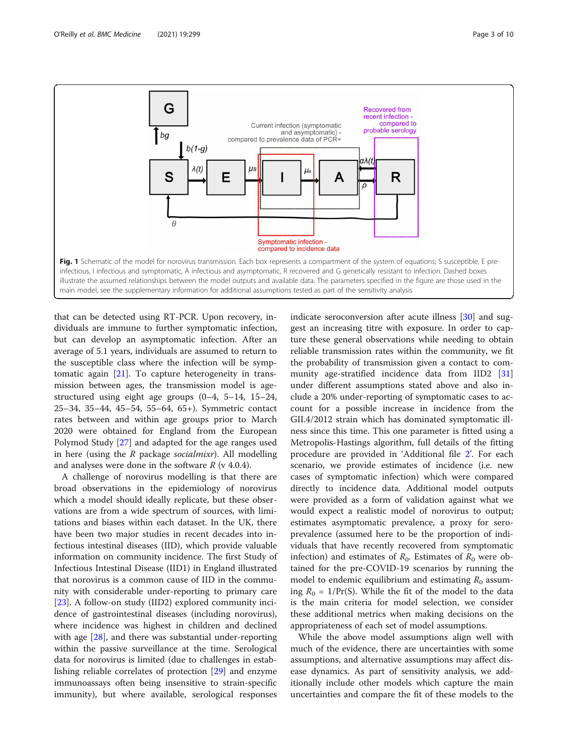**Fig. 1** Schematic of the model for norovirus transmission. Each box represents a compartment of the system of equations; S susceptible, E pre-infectious, I infectious and symptomatic, A infectious and asymptomatic, R recovered and G genetically resistant to infection. Dashed boxes illustrate the assumed relationships between the model outputs and available data. The parameters specified in the figure are those used in the main model, see the supplementary information for additional assumptions tested as part of the sensitivity analysis

that can be detected using RT-PCR. Upon recovery, individuals are immune to further symptomatic infection, but can develop an asymptomatic infection. After an average of 5.1 years, individuals are assumed to return to the susceptible class where the infection will be symptomatic again [21]. To capture heterogeneity in transmission between ages, the transmission model is age-structured using eight age groups (0–4, 5–14, 15–24, 25–34, 35–44, 45–54, 55–64, 65+). Symmetric contact rates between and within age groups prior to March 2020 were obtained for England from the European Polymod Study [27] and adapted for the age ranges used in here (using the *R* package *socialmixr*). All modelling and analyses were done in the software *R* (v 4.0.4).

A challenge of norovirus modelling is that there are broad observations in the epidemiology of norovirus which a model should ideally replicate, but these observations are from a wide spectrum of sources, with limitations and biases within each dataset. In the UK, there have been two major studies in recent decades into infectious intestinal diseases (IID), which provide valuable information on community incidence. The first Study of Infectious Intestinal Disease (IID1) in England illustrated that norovirus is a common cause of IID in the community with considerable under-reporting to primary care [23]. A follow-on study (IID2) explored community incidence of gastrointestinal diseases (including norovirus), where incidence was highest in children and declined with age [28], and there was substantial under-reporting within the passive surveillance at the time. Serological data for norovirus is limited (due to challenges in establishing reliable correlates of protection [29] and enzyme immunoassays often being insensitive to strain-specific immunity), but where available, serological responses indicate seroconversion after acute illness [30] and suggest an increasing titre with exposure. In order to capture these general observations while needing to obtain reliable transmission rates within the community, we fit the probability of transmission given a contact to community age-stratified incidence data from IID2 [31] under different assumptions stated above and also include a 20% under-reporting of symptomatic cases to account for a possible increase in incidence from the GII.4/2012 strain which has dominated symptomatic illness since this time. This one parameter is fitted using a Metropolis-Hastings algorithm, full details of the fitting procedure are provided in 'Additional file 2'. For each scenario, we provide estimates of incidence (i.e. new cases of symptomatic infection) which were compared directly to incidence data. Additional model outputs were provided as a form of validation against what we would expect a realistic model of norovirus to output; estimates asymptomatic prevalence, a proxy for seroprevalence (assumed here to be the proportion of individuals that have recently recovered from symptomatic infection) and estimates of $R_0$. Estimates of $R_0$ were obtained for the pre-COVID-19 scenarios by running the model to endemic equilibrium and estimating $R_0$ assuming $R_0 = 1/\Pr(S)$. While the fit of the model to the data is the main criteria for model selection, we consider these additional metrics when making decisions on the appropriateness of each set of model assumptions.

While the above model assumptions align well with much of the evidence, there are uncertainties with some assumptions, and alternative assumptions may affect disease dynamics. As part of sensitivity analysis, we additionally include other models which capture the main uncertainties and compare the fit of these models to the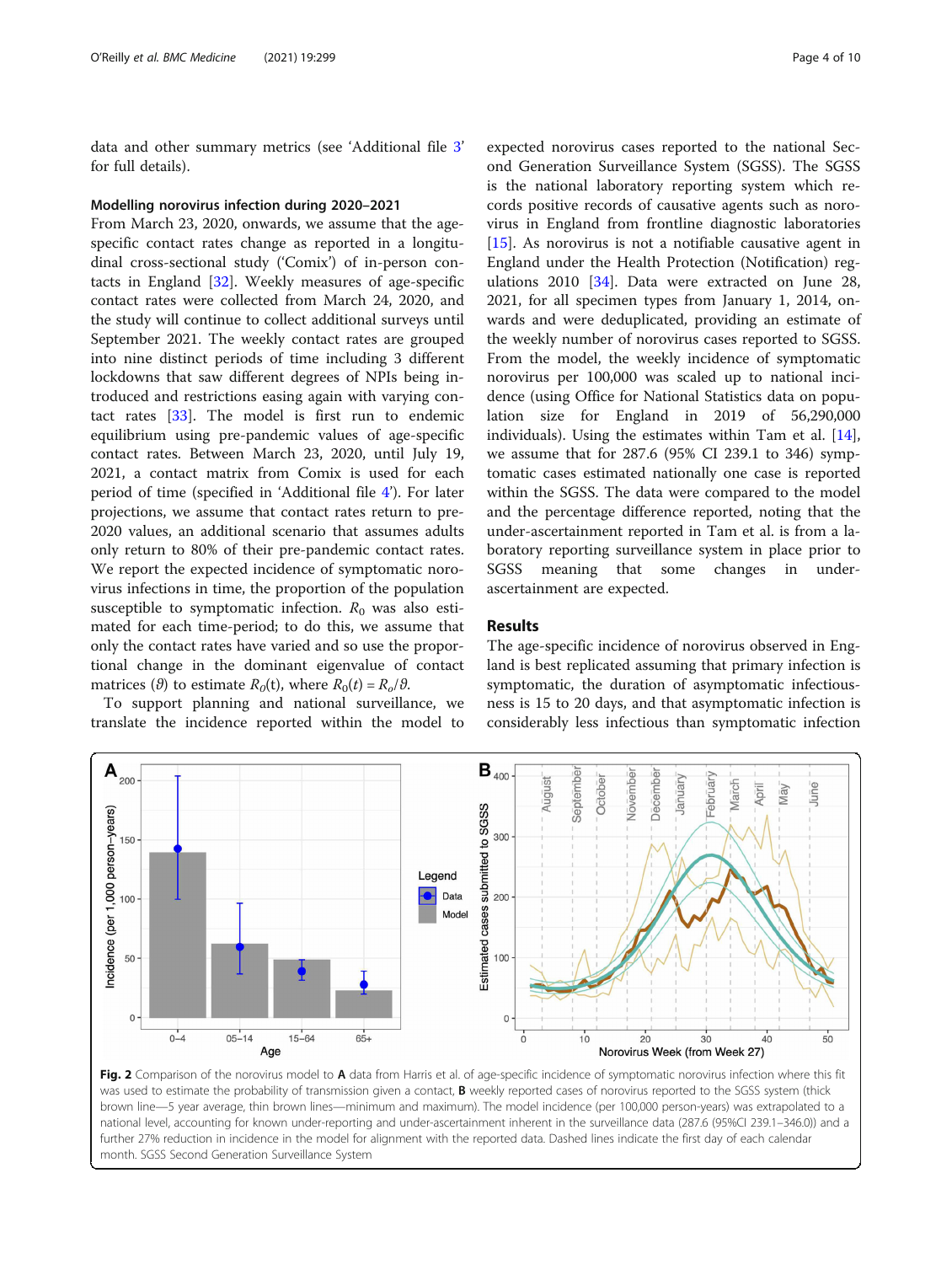data and other summary metrics (see 'Additional file 3' for full details).

#### Modelling norovirus infection during 2020–2021

From March 23, 2020, onwards, we assume that the age-specific contact rates change as reported in a longitudinal cross-sectional study ('Comix') of in-person contacts in England [32]. Weekly measures of age-specific contact rates were collected from March 24, 2020, and the study will continue to collect additional surveys until September 2021. The weekly contact rates are grouped into nine distinct periods of time including 3 different lockdowns that saw different degrees of NPIs being introduced and restrictions easing again with varying contact rates [33]. The model is first run to endemic equilibrium using pre-pandemic values of age-specific contact rates. Between March 23, 2020, until July 19, 2021, a contact matrix from Comix is used for each period of time (specified in 'Additional file 4'). For later projections, we assume that contact rates return to pre-2020 values, an additional scenario that assumes adults only return to 80% of their pre-pandemic contact rates. We report the expected incidence of symptomatic norovirus infections in time, the proportion of the population susceptible to symptomatic infection. $R_0$ was also estimated for each time-period; to do this, we assume that only the contact rates have varied and so use the proportional change in the dominant eigenvalue of contact matrices ($\vartheta$) to estimate $R_0(t)$, where $R_0(t) = R_o/\vartheta$.

To support planning and national surveillance, we translate the incidence reported within the model to expected norovirus cases reported to the national Second Generation Surveillance System (SGSS). The SGSS is the national laboratory reporting system which records positive records of causative agents such as norovirus in England from frontline diagnostic laboratories [15]. As norovirus is not a notifiable causative agent in England under the Health Protection (Notification) regulations 2010 [34]. Data were extracted on June 28, 2021, for all specimen types from January 1, 2014, onwards and were deduplicated, providing an estimate of the weekly number of norovirus cases reported to SGSS. From the model, the weekly incidence of symptomatic norovirus per 100,000 was scaled up to national incidence (using Office for National Statistics data on population size for England in 2019 of 56,290,000 individuals). Using the estimates within Tam et al. [14], we assume that for 287.6 (95% CI 239.1 to 346) symptomatic cases estimated nationally one case is reported within the SGSS. The data were compared to the model and the percentage difference reported, noting that the under-ascertainment reported in Tam et al. is from a laboratory reporting surveillance system in place prior to SGSS meaning that some changes in under-ascertainment are expected.

## Results

The age-specific incidence of norovirus observed in England is best replicated assuming that primary infection is symptomatic, the duration of asymptomatic infectiousness is 15 to 20 days, and that asymptomatic infection is considerably less infectious than symptomatic infection

**Fig. 2** Comparison of the norovirus model to **A** data from Harris et al. of age-specific incidence of symptomatic norovirus infection where this fit was used to estimate the probability of transmission given a contact, **B** weekly reported cases of norovirus reported to the SGSS system (thick brown line—5 year average, thin brown lines—minimum and maximum). The model incidence (per 100,000 person-years) was extrapolated to a national level, accounting for known under-reporting and under-ascertainment inherent in the surveillance data (287.6 (95%CI 239.1–346.0)) and a further 27% reduction in incidence in the model for alignment with the reported data. Dashed lines indicate the first day of each calendar month. SGSS Second Generation Surveillance System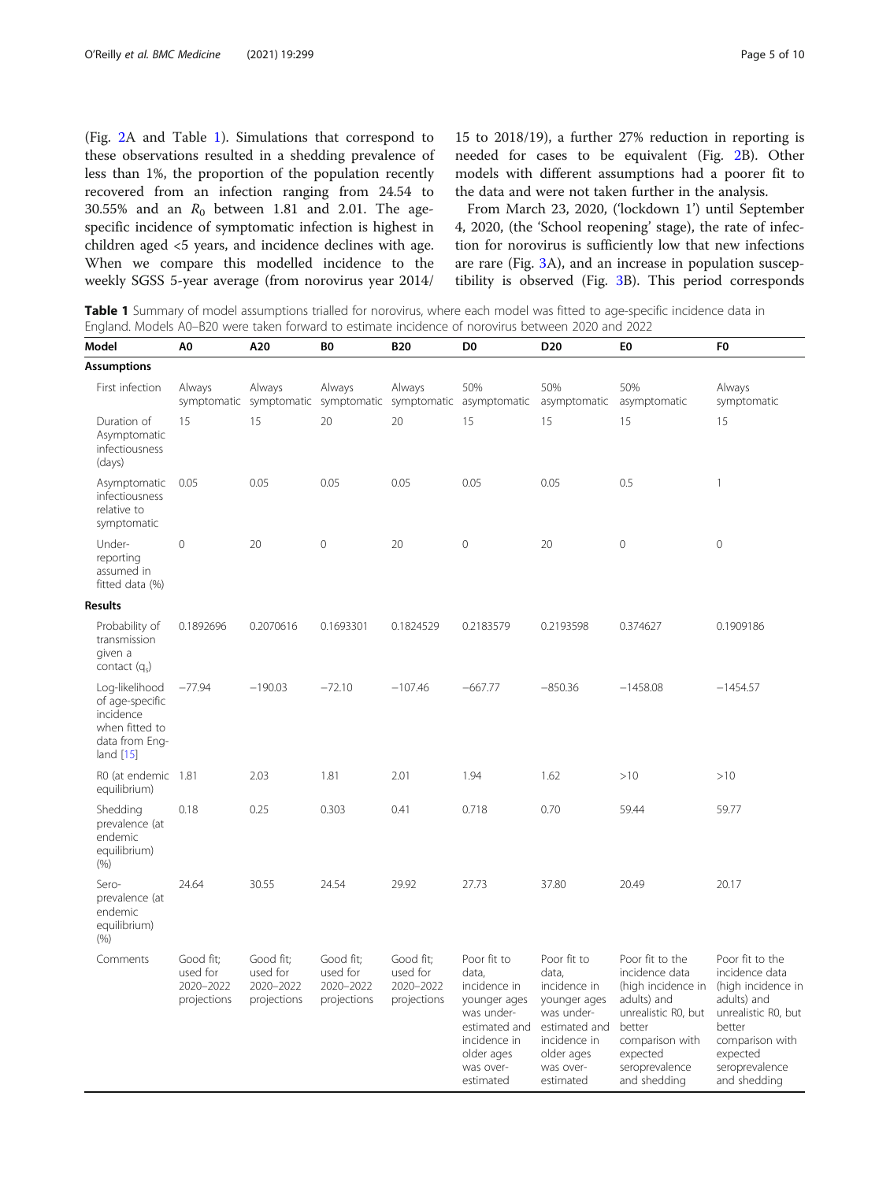(Fig. 2A and Table 1). Simulations that correspond to these observations resulted in a shedding prevalence of less than 1%, the proportion of the population recently recovered from an infection ranging from 24.54 to 30.55% and an $R_0$ between 1.81 and 2.01. The age-specific incidence of symptomatic infection is highest in children aged <5 years, and incidence declines with age. When we compare this modelled incidence to the weekly SGSS 5-year average (from norovirus year 2014/15 to 2018/19), a further 27% reduction in reporting is needed for cases to be equivalent (Fig. 2B). Other models with different assumptions had a poorer fit to the data and were not taken further in the analysis.

From March 23, 2020, ('lockdown 1') until September 4, 2020, (the 'School reopening' stage), the rate of infection for norovirus is sufficiently low that new infections are rare (Fig. 3A), and an increase in population susceptibility is observed (Fig. 3B). This period corresponds

**Table 1** Summary of model assumptions trialled for norovirus, where each model was fitted to age-specific incidence data in England. Models A0–B20 were taken forward to estimate incidence of norovirus between 2020 and 2022

| Model | A0 | A20 | B0 | B20 | D0 | D20 | E0 | F0 |
|---|---|---|---|---|---|---|---|---|
| **Assumptions** | | | | | | | | |
| First infection | Always symptomatic | Always symptomatic | Always symptomatic | Always symptomatic | 50% asymptomatic | 50% asymptomatic | 50% asymptomatic | Always symptomatic |
| Duration of Asymptomatic infectiousness (days) | 15 | 15 | 20 | 20 | 15 | 15 | 15 | 15 |
| Asymptomatic infectiousness relative to symptomatic | 0.05 | 0.05 | 0.05 | 0.05 | 0.05 | 0.05 | 0.5 | 1 |
| Under-reporting assumed in fitted data (%) | 0 | 20 | 0 | 20 | 0 | 20 | 0 | 0 |
| **Results** | | | | | | | | |
| Probability of transmission given a contact ($q_s$) | 0.1892696 | 0.2070616 | 0.1693301 | 0.1824529 | 0.2183579 | 0.2193598 | 0.374627 | 0.1909186 |
| Log-likelihood of age-specific incidence when fitted to data from England [15] | −77.94 | −190.03 | −72.10 | −107.46 | −667.77 | −850.36 | −1458.08 | −1454.57 |
| R0 (at endemic equilibrium) | 1.81 | 2.03 | 1.81 | 2.01 | 1.94 | 1.62 | >10 | >10 |
| Shedding prevalence (at endemic equilibrium) (%) | 0.18 | 0.25 | 0.303 | 0.41 | 0.718 | 0.70 | 59.44 | 59.77 |
| Sero-prevalence (at endemic equilibrium) (%) | 24.64 | 30.55 | 24.54 | 29.92 | 27.73 | 37.80 | 20.49 | 20.17 |
| Comments | Good fit; used for 2020–2022 projections | Good fit; used for 2020–2022 projections | Good fit; used for 2020–2022 projections | Good fit; used for 2020–2022 projections | Poor fit to data, incidence in younger ages was under-estimated and incidence in older ages was over-estimated | Poor fit to data, incidence in younger ages was under-estimated and incidence in older ages was over-estimated | Poor fit to the incidence data (high incidence in adults) and unrealistic R0, but better comparison with expected seroprevalence and shedding | Poor fit to the incidence data (high incidence in adults) and unrealistic R0, but better comparison with expected seroprevalence and shedding |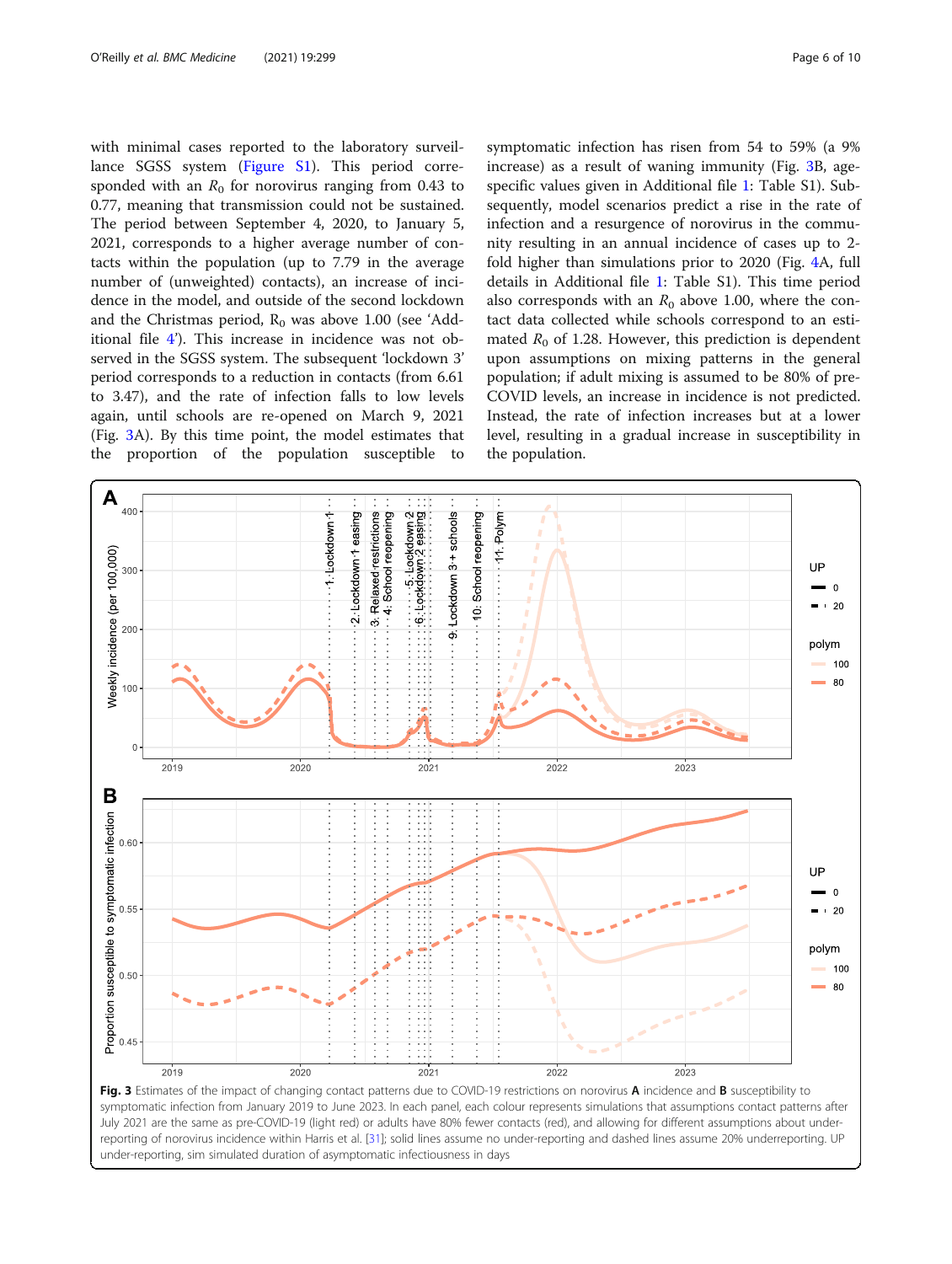with minimal cases reported to the laboratory surveillance SGSS system (Figure S1). This period corresponded with an $R_0$ for norovirus ranging from 0.43 to 0.77, meaning that transmission could not be sustained. The period between September 4, 2020, to January 5, 2021, corresponds to a higher average number of contacts within the population (up to 7.79 in the average number of (unweighted) contacts), an increase of incidence in the model, and outside of the second lockdown and the Christmas period, $R_0$ was above 1.00 (see 'Additional file 4'). This increase in incidence was not observed in the SGSS system. The subsequent 'lockdown 3' period corresponds to a reduction in contacts (from 6.61 to 3.47), and the rate of infection falls to low levels again, until schools are re-opened on March 9, 2021 (Fig. 3A). By this time point, the model estimates that the proportion of the population susceptible to symptomatic infection has risen from 54 to 59% (a 9% increase) as a result of waning immunity (Fig. 3B, age-specific values given in Additional file 1: Table S1). Subsequently, model scenarios predict a rise in the rate of infection and a resurgence of norovirus in the community resulting in an annual incidence of cases up to 2-fold higher than simulations prior to 2020 (Fig. 4A, full details in Additional file 1: Table S1). This time period also corresponds with an $R_0$ above 1.00, where the contact data collected while schools correspond to an estimated $R_0$ of 1.28. However, this prediction is dependent upon assumptions on mixing patterns in the general population; if adult mixing is assumed to be 80% of pre-COVID levels, an increase in incidence is not predicted. Instead, the rate of infection increases but at a lower level, resulting in a gradual increase in susceptibility in the population.

**Fig. 3** Estimates of the impact of changing contact patterns due to COVID-19 restrictions on norovirus **A** incidence and **B** susceptibility to symptomatic infection from January 2019 to June 2023. In each panel, each colour represents simulations that assumptions contact patterns after July 2021 are the same as pre-COVID-19 (light red) or adults have 80% fewer contacts (red), and allowing for different assumptions about under-reporting of norovirus incidence within Harris et al. [31]; solid lines assume no under-reporting and dashed lines assume 20% underreporting. UP under-reporting, sim simulated duration of asymptomatic infectiousness in days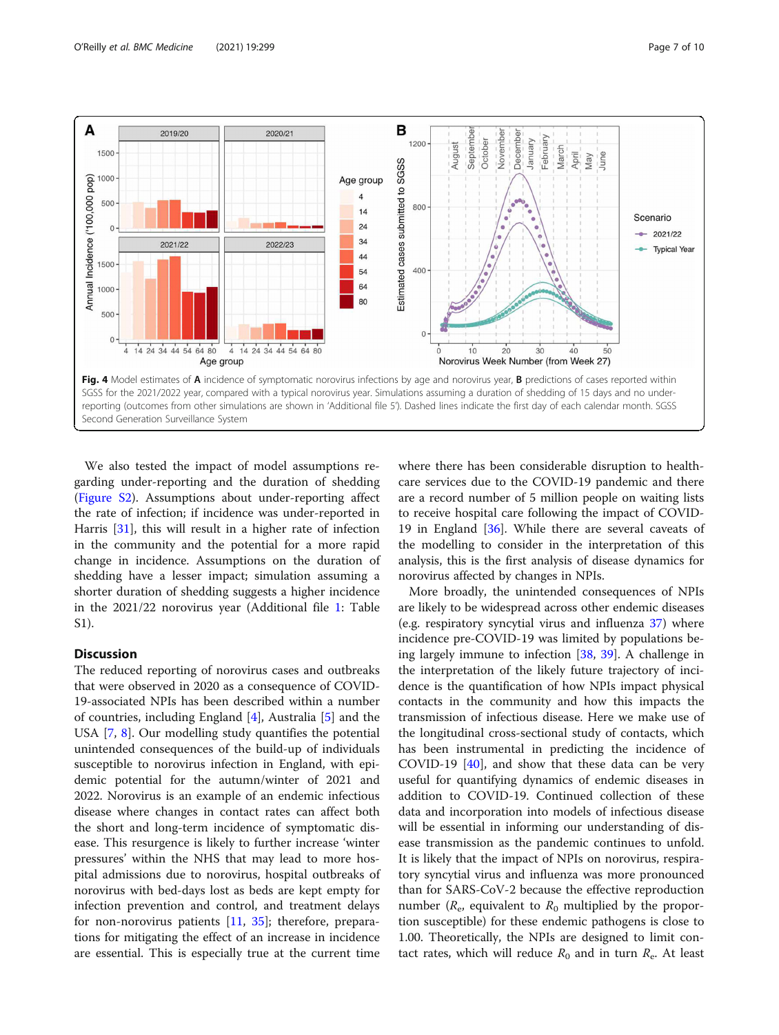**Fig. 4** Model estimates of **A** incidence of symptomatic norovirus infections by age and norovirus year, **B** predictions of cases reported within SGSS for the 2021/2022 year, compared with a typical norovirus year. Simulations assuming a duration of shedding of 15 days and no under-reporting (outcomes from other simulations are shown in 'Additional file 5'). Dashed lines indicate the first day of each calendar month. SGSS Second Generation Surveillance System

We also tested the impact of model assumptions regarding under-reporting and the duration of shedding (Figure S2). Assumptions about under-reporting affect the rate of infection; if incidence was under-reported in Harris [31], this will result in a higher rate of infection in the community and the potential for a more rapid change in incidence. Assumptions on the duration of shedding have a lesser impact; simulation assuming a shorter duration of shedding suggests a higher incidence in the 2021/22 norovirus year (Additional file 1: Table S1).

## Discussion

The reduced reporting of norovirus cases and outbreaks that were observed in 2020 as a consequence of COVID-19-associated NPIs has been described within a number of countries, including England [4], Australia [5] and the USA [7, 8]. Our modelling study quantifies the potential unintended consequences of the build-up of individuals susceptible to norovirus infection in England, with epidemic potential for the autumn/winter of 2021 and 2022. Norovirus is an example of an endemic infectious disease where changes in contact rates can affect both the short and long-term incidence of symptomatic disease. This resurgence is likely to further increase 'winter pressures' within the NHS that may lead to more hospital admissions due to norovirus, hospital outbreaks of norovirus with bed-days lost as beds are kept empty for infection prevention and control, and treatment delays for non-norovirus patients [11, 35]; therefore, preparations for mitigating the effect of an increase in incidence are essential. This is especially true at the current time where there has been considerable disruption to healthcare services due to the COVID-19 pandemic and there are a record number of 5 million people on waiting lists to receive hospital care following the impact of COVID-19 in England [36]. While there are several caveats of the modelling to consider in the interpretation of this analysis, this is the first analysis of disease dynamics for norovirus affected by changes in NPIs.

More broadly, the unintended consequences of NPIs are likely to be widespread across other endemic diseases (e.g. respiratory syncytial virus and influenza 37) where incidence pre-COVID-19 was limited by populations being largely immune to infection [38, 39]. A challenge in the interpretation of the likely future trajectory of incidence is the quantification of how NPIs impact physical contacts in the community and how this impacts the transmission of infectious disease. Here we make use of the longitudinal cross-sectional study of contacts, which has been instrumental in predicting the incidence of COVID-19 [40], and show that these data can be very useful for quantifying dynamics of endemic diseases in addition to COVID-19. Continued collection of these data and incorporation into models of infectious disease will be essential in informing our understanding of disease transmission as the pandemic continues to unfold. It is likely that the impact of NPIs on norovirus, respiratory syncytial virus and influenza was more pronounced than for SARS-CoV-2 because the effective reproduction number ($R_e$, equivalent to $R_0$ multiplied by the proportion susceptible) for these endemic pathogens is close to 1.00. Theoretically, the NPIs are designed to limit contact rates, which will reduce $R_0$ and in turn $R_e$. At least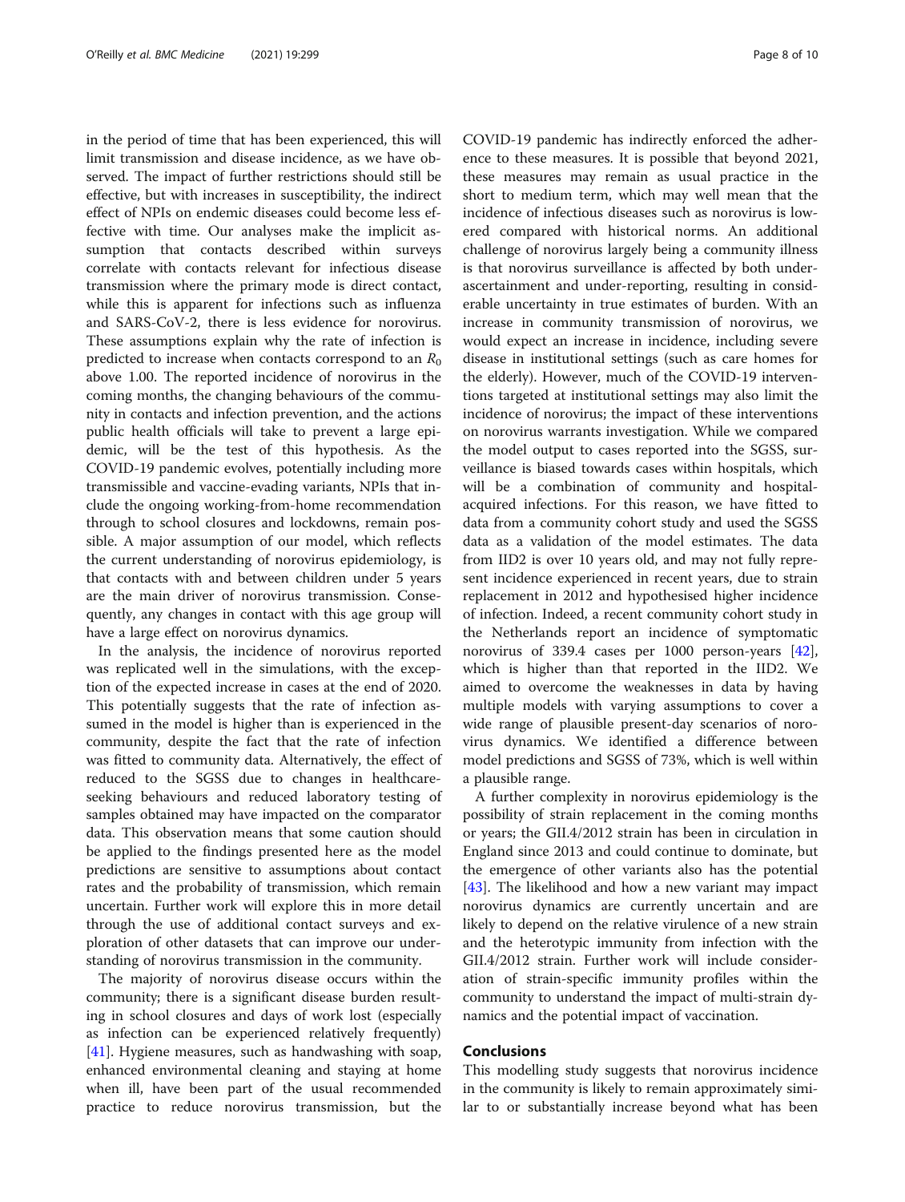in the period of time that has been experienced, this will limit transmission and disease incidence, as we have observed. The impact of further restrictions should still be effective, but with increases in susceptibility, the indirect effect of NPIs on endemic diseases could become less effective with time. Our analyses make the implicit assumption that contacts described within surveys correlate with contacts relevant for infectious disease transmission where the primary mode is direct contact, while this is apparent for infections such as influenza and SARS-CoV-2, there is less evidence for norovirus. These assumptions explain why the rate of infection is predicted to increase when contacts correspond to an $R_0$ above 1.00. The reported incidence of norovirus in the coming months, the changing behaviours of the community in contacts and infection prevention, and the actions public health officials will take to prevent a large epidemic, will be the test of this hypothesis. As the COVID-19 pandemic evolves, potentially including more transmissible and vaccine-evading variants, NPIs that include the ongoing working-from-home recommendation through to school closures and lockdowns, remain possible. A major assumption of our model, which reflects the current understanding of norovirus epidemiology, is that contacts with and between children under 5 years are the main driver of norovirus transmission. Consequently, any changes in contact with this age group will have a large effect on norovirus dynamics.

In the analysis, the incidence of norovirus reported was replicated well in the simulations, with the exception of the expected increase in cases at the end of 2020. This potentially suggests that the rate of infection assumed in the model is higher than is experienced in the community, despite the fact that the rate of infection was fitted to community data. Alternatively, the effect of reduced to the SGSS due to changes in healthcare-seeking behaviours and reduced laboratory testing of samples obtained may have impacted on the comparator data. This observation means that some caution should be applied to the findings presented here as the model predictions are sensitive to assumptions about contact rates and the probability of transmission, which remain uncertain. Further work will explore this in more detail through the use of additional contact surveys and exploration of other datasets that can improve our understanding of norovirus transmission in the community.

The majority of norovirus disease occurs within the community; there is a significant disease burden resulting in school closures and days of work lost (especially as infection can be experienced relatively frequently) [41]. Hygiene measures, such as handwashing with soap, enhanced environmental cleaning and staying at home when ill, have been part of the usual recommended practice to reduce norovirus transmission, but the COVID-19 pandemic has indirectly enforced the adherence to these measures. It is possible that beyond 2021, these measures may remain as usual practice in the short to medium term, which may well mean that the incidence of infectious diseases such as norovirus is lowered compared with historical norms. An additional challenge of norovirus largely being a community illness is that norovirus surveillance is affected by both under-ascertainment and under-reporting, resulting in considerable uncertainty in true estimates of burden. With an increase in community transmission of norovirus, we would expect an increase in incidence, including severe disease in institutional settings (such as care homes for the elderly). However, much of the COVID-19 interventions targeted at institutional settings may also limit the incidence of norovirus; the impact of these interventions on norovirus warrants investigation. While we compared the model output to cases reported into the SGSS, surveillance is biased towards cases within hospitals, which will be a combination of community and hospital-acquired infections. For this reason, we have fitted to data from a community cohort study and used the SGSS data as a validation of the model estimates. The data from IID2 is over 10 years old, and may not fully represent incidence experienced in recent years, due to strain replacement in 2012 and hypothesised higher incidence of infection. Indeed, a recent community cohort study in the Netherlands report an incidence of symptomatic norovirus of 339.4 cases per 1000 person-years [42], which is higher than that reported in the IID2. We aimed to overcome the weaknesses in data by having multiple models with varying assumptions to cover a wide range of plausible present-day scenarios of norovirus dynamics. We identified a difference between model predictions and SGSS of 73%, which is well within a plausible range.

A further complexity in norovirus epidemiology is the possibility of strain replacement in the coming months or years; the GII.4/2012 strain has been in circulation in England since 2013 and could continue to dominate, but the emergence of other variants also has the potential [43]. The likelihood and how a new variant may impact norovirus dynamics are currently uncertain and are likely to depend on the relative virulence of a new strain and the heterotypic immunity from infection with the GII.4/2012 strain. Further work will include consideration of strain-specific immunity profiles within the community to understand the impact of multi-strain dynamics and the potential impact of vaccination.

## Conclusions

This modelling study suggests that norovirus incidence in the community is likely to remain approximately similar to or substantially increase beyond what has been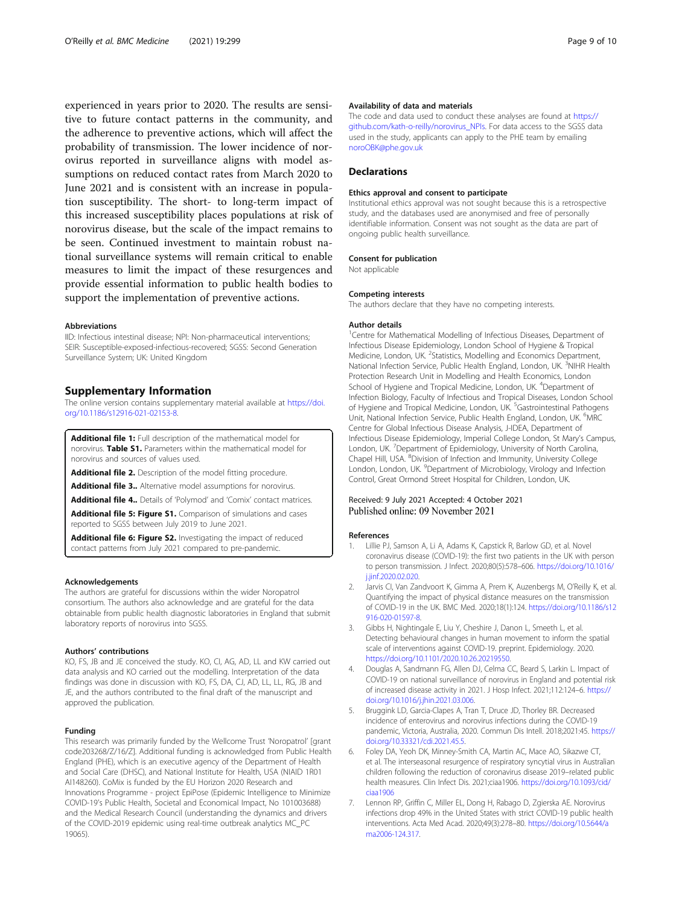experienced in years prior to 2020. The results are sensitive to future contact patterns in the community, and the adherence to preventive actions, which will affect the probability of transmission. The lower incidence of norovirus reported in surveillance aligns with model assumptions on reduced contact rates from March 2020 to June 2021 and is consistent with an increase in population susceptibility. The short- to long-term impact of this increased susceptibility places populations at risk of norovirus disease, but the scale of the impact remains to be seen. Continued investment to maintain robust national surveillance systems will remain critical to enable measures to limit the impact of these resurgences and provide essential information to public health bodies to support the implementation of preventive actions.

### Abbreviations

IID: Infectious intestinal disease; NPI: Non-pharmaceutical interventions; SEIR: Susceptible-exposed-infectious-recovered; SGSS: Second Generation Surveillance System; UK: United Kingdom

## Supplementary Information

The online version contains supplementary material available at https://doi.org/10.1186/s12916-021-02153-8.

**Additional file 1:** Full description of the mathematical model for norovirus. **Table S1.** Parameters within the mathematical model for norovirus and sources of values used.

**Additional file 2.** Description of the model fitting procedure.

**Additional file 3..** Alternative model assumptions for norovirus.

**Additional file 4..** Details of 'Polymod' and 'Comix' contact matrices.

**Additional file 5: Figure S1.** Comparison of simulations and cases reported to SGSS between July 2019 to June 2021.

**Additional file 6: Figure S2.** Investigating the impact of reduced contact patterns from July 2021 compared to pre-pandemic.

### Acknowledgements

The authors are grateful for discussions within the wider Noropatrol consortium. The authors also acknowledge and are grateful for the data obtainable from public health diagnostic laboratories in England that submit laboratory reports of norovirus into SGSS.

### Authors' contributions

KO, FS, JB and JE conceived the study. KO, CI, AG, AD, LL and KW carried out data analysis and KO carried out the modelling. Interpretation of the data findings was done in discussion with KO, FS, DA, CJ, AD, LL, LL, RG, JB and JE, and the authors contributed to the final draft of the manuscript and approved the publication.

### Funding

This research was primarily funded by the Wellcome Trust 'Noropatrol' [grant code203268/Z/16/Z]. Additional funding is acknowledged from Public Health England (PHE), which is an executive agency of the Department of Health and Social Care (DHSC), and National Institute for Health, USA (NIAID 1R01 AI148260). CoMix is funded by the EU Horizon 2020 Research and Innovations Programme - project EpiPose (Epidemic Intelligence to Minimize COVID-19's Public Health, Societal and Economical Impact, No 101003688) and the Medical Research Council (understanding the dynamics and drivers of the COVID-2019 epidemic using real-time outbreak analytics MC_PC 19065).

### Availability of data and materials

The code and data used to conduct these analyses are found at https://github.com/kath-o-reilly/norovirus_NPIs. For data access to the SGSS data used in the study, applicants can apply to the PHE team by emailing noroOBK@phe.gov.uk

## Declarations

### Ethics approval and consent to participate

Institutional ethics approval was not sought because this is a retrospective study, and the databases used are anonymised and free of personally identifiable information. Consent was not sought as the data are part of ongoing public health surveillance.

### Consent for publication

Not applicable

### Competing interests

The authors declare that they have no competing interests.

### Author details

[1]Centre for Mathematical Modelling of Infectious Diseases, Department of Infectious Disease Epidemiology, London School of Hygiene & Tropical Medicine, London, UK. [2]Statistics, Modelling and Economics Department, National Infection Service, Public Health England, London, UK. [3]NIHR Health Protection Research Unit in Modelling and Health Economics, London School of Hygiene and Tropical Medicine, London, UK. [4]Department of Infection Biology, Faculty of Infectious and Tropical Diseases, London School of Hygiene and Tropical Medicine, London, UK. [5]Gastrointestinal Pathogens Unit, National Infection Service, Public Health England, London, UK. [6]MRC Centre for Global Infectious Disease Analysis, J-IDEA, Department of Infectious Disease Epidemiology, Imperial College London, St Mary's Campus, London, UK. [7]Department of Epidemiology, University of North Carolina, Chapel Hill, USA. [8]Division of Infection and Immunity, University College London, London, UK. [9]Department of Microbiology, Virology and Infection Control, Great Ormond Street Hospital for Children, London, UK.

Received: 9 July 2021 Accepted: 4 October 2021
Published online: 09 November 2021

### References

1. Lillie PJ, Samson A, Li A, Adams K, Capstick R, Barlow GD, et al. Novel coronavirus disease (COVID-19): the first two patients in the UK with person to person transmission. J Infect. 2020;80(5):578–606. https://doi.org/10.1016/j.jinf.2020.02.020.
2. Jarvis CI, Van Zandvoort K, Gimma A, Prem K, Auzenbergs M, O'Reilly K, et al. Quantifying the impact of physical distance measures on the transmission of COVID-19 in the UK. BMC Med. 2020;18(1):124. https://doi.org/10.1186/s12916-020-01597-8.
3. Gibbs H, Nightingale E, Liu Y, Cheshire J, Danon L, Smeeth L, et al. Detecting behavioural changes in human movement to inform the spatial scale of interventions against COVID-19. preprint. Epidemiology. 2020. https://doi.org/10.1101/2020.10.26.20219550.
4. Douglas A, Sandmann FG, Allen DJ, Celma CC, Beard S, Larkin L. Impact of COVID-19 on national surveillance of norovirus in England and potential risk of increased disease activity in 2021. J Hosp Infect. 2021;112:124–6. https://doi.org/10.1016/j.jhin.2021.03.006.
5. Bruggink LD, Garcia-Clapes A, Tran T, Druce JD, Thorley BR. Decreased incidence of enterovirus and norovirus infections during the COVID-19 pandemic, Victoria, Australia, 2020. Commun Dis Intell. 2018;2021:45. https://doi.org/10.33321/cdi.2021.45.5.
6. Foley DA, Yeoh DK, Minney-Smith CA, Martin AC, Mace AO, Sikazwe CT, et al. The interseasonal resurgence of respiratory syncytial virus in Australian children following the reduction of coronavirus disease 2019–related public health measures. Clin Infect Dis. 2021;ciaa1906. https://doi.org/10.1093/cid/ciaa1906
7. Lennon RP, Griffin C, Miller EL, Dong H, Rabago D, Zgierska AE. Norovirus infections drop 49% in the United States with strict COVID-19 public health interventions. Acta Med Acad. 2020;49(3):278–80. https://doi.org/10.5644/ama2006-124.317.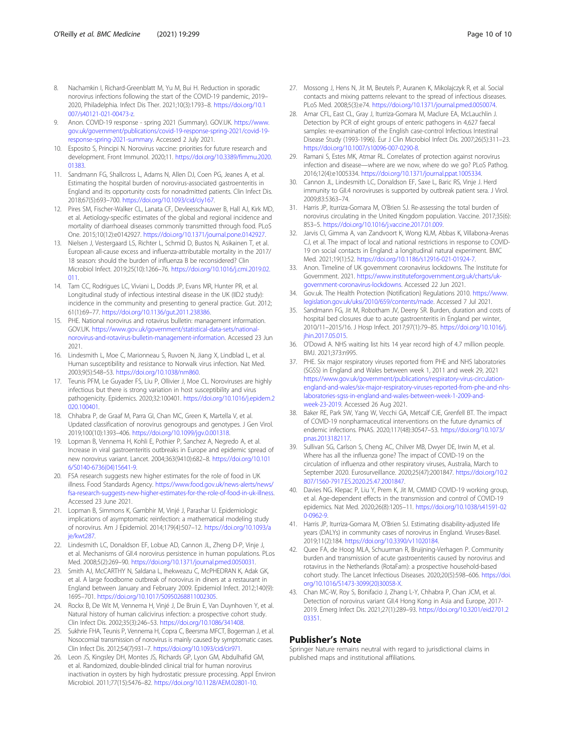8. Nachamkin I, Richard-Greenblatt M, Yu M, Bui H. Reduction in sporadic norovirus infections following the start of the COVID-19 pandemic, 2019–2020, Philadelphia. Infect Dis Ther. 2021;10(3):1793–8. https://doi.org/10.1007/s40121-021-00473-z.
9. Anon. COVID-19 response - spring 2021 (Summary). GOV.UK. https://www.gov.uk/government/publications/covid-19-response-spring-2021/covid-19-response-spring-2021-summary. Accessed 2 July 2021.
10. Esposito S, Principi N. Norovirus vaccine: priorities for future research and development. Front Immunol. 2020;11. https://doi.org/10.3389/fimmu.2020.01383.
11. Sandmann FG, Shallcross L, Adams N, Allen DJ, Coen PG, Jeanes A, et al. Estimating the hospital burden of norovirus-associated gastroenteritis in England and its opportunity costs for nonadmitted patients. Clin Infect Dis. 2018;67(5):693–700. https://doi.org/10.1093/cid/ciy167.
12. Pires SM, Fischer-Walker CL, Lanata CF, Devleesschauwer B, Hall AJ, Kirk MD, et al. Aetiology-specific estimates of the global and regional incidence and mortality of diarrhoeal diseases commonly transmitted through food. PLoS One. 2015;10(12):e0142927. https://doi.org/10.1371/journal.pone.0142927.
13. Nielsen J, Vestergaard LS, Richter L, Schmid D, Bustos N, Asikainen T, et al. European all-cause excess and influenza-attributable mortality in the 2017/18 season: should the burden of influenza B be reconsidered? Clin Microbiol Infect. 2019;25(10):1266–76. https://doi.org/10.1016/j.cmi.2019.02.011.
14. Tam CC, Rodrigues LC, Viviani L, Dodds JP, Evans MR, Hunter PR, et al. Longitudinal study of infectious intestinal disease in the UK (IID2 study): incidence in the community and presenting to general practice. Gut. 2012;61(1):69–77. https://doi.org/10.1136/gut.2011.238386.
15. PHE. National norovirus and rotavirus bulletin: management information. GOV.UK. https://www.gov.uk/government/statistical-data-sets/national-norovirus-and-rotavirus-bulletin-management-information. Accessed 23 Jun 2021.
16. Lindesmith L, Moe C, Marionneau S, Ruvoen N, Jiang X, Lindblad L, et al. Human susceptibility and resistance to Norwalk virus infection. Nat Med. 2003;9(5):548–53. https://doi.org/10.1038/nm860.
17. Teunis PFM, Le Guyader FS, Liu P, Ollivier J, Moe CL. Noroviruses are highly infectious but there is strong variation in host susceptibility and virus pathogenicity. Epidemics. 2020;32:100401. https://doi.org/10.1016/j.epidem.2020.100401.
18. Chhabra P, de Graaf M, Parra GI, Chan MC, Green K, Martella V, et al. Updated classification of norovirus genogroups and genotypes. J Gen Virol. 2019;100(10):1393–406. https://doi.org/10.1099/jgv.0.001318.
19. Lopman B, Vennema H, Kohli E, Pothier P, Sanchez A, Negredo A, et al. Increase in viral gastroenteritis outbreaks in Europe and epidemic spread of new norovirus variant. Lancet. 2004;363(9410):682–8. https://doi.org/10.1016/S0140-6736(04)15641-9.
20. FSA research suggests new higher estimates for the role of food in UK illness. Food Standards Agency. https://www.food.gov.uk/news-alerts/news/fsa-research-suggests-new-higher-estimates-for-the-role-of-food-in-uk-illness. Accessed 23 June 2021.
21. Lopman B, Simmons K, Gambhir M, Vinjé J, Parashar U. Epidemiologic implications of asymptomatic reinfection: a mathematical modeling study of norovirus. Am J Epidemiol. 2014;179(4):507–12. https://doi.org/10.1093/aje/kwt287.
22. Lindesmith LC, Donaldson EF, Lobue AD, Cannon JL, Zheng D-P, Vinje J, et al. Mechanisms of GII.4 norovirus persistence in human populations. PLos Med. 2008;5(2):269–90. https://doi.org/10.1371/journal.pmed.0050031.
23. Smith AJ, McCARTHY N, Saldana L, Ihekweazu C, McPHEDRAN K, Adak GK, et al. A large foodborne outbreak of norovirus in diners at a restaurant in England between January and February 2009. Epidemiol Infect. 2012;140(9):1695–701. https://doi.org/10.1017/S0950268811002305.
24. Rockx B, De Wit M, Vennema H, Vinjé J, De Bruin E, Van Duynhoven Y, et al. Natural history of human calicivirus infection: a prospective cohort study. Clin Infect Dis. 2002;35(3):246–53. https://doi.org/10.1086/341408.
25. Sukhrie FHA, Teunis P, Vennema H, Copra C, Beersma MFCT, Bogerman J, et al. Nosocomial transmission of norovirus is mainly caused by symptomatic cases. Clin Infect Dis. 2012;54(7):931–7. https://doi.org/10.1093/cid/cir971.
26. Leon JS, Kingsley DH, Montes JS, Richards GP, Lyon GM, Abdulhafid GM, et al. Randomized, double-blinded clinical trial for human norovirus inactivation in oysters by high hydrostatic pressure processing. Appl Environ Microbiol. 2011;77(15):5476–82. https://doi.org/10.1128/AEM.02801-10.
27. Mossong J, Hens N, Jit M, Beutels P, Auranen K, Mikolajczyk R, et al. Social contacts and mixing patterns relevant to the spread of infectious diseases. PLoS Med. 2008;5(3):e74. https://doi.org/10.1371/journal.pmed.0050074.
28. Amar CFL, East CL, Gray J, Iturriza-Gomara M, Maclure EA, McLauchlin J. Detection by PCR of eight groups of enteric pathogens in 4,627 faecal samples: re-examination of the English case-control Infectious Intestinal Disease Study (1993-1996). Eur J Clin Microbiol Infect Dis. 2007;26(5):311–23. https://doi.org/10.1007/s10096-007-0290-8.
29. Ramani S, Estes MK, Atmar RL. Correlates of protection against norovirus infection and disease—where are we now, where do we go? PLoS Pathog. 2016;12(4):e1005334. https://doi.org/10.1371/journal.ppat.1005334.
30. Cannon JL, Lindesmith LC, Donaldson EF, Saxe L, Baric RS, Vinje J. Herd immunity to GII.4 noroviruses is supported by outbreak patient sera. J Virol. 2009;83:5363–74.
31. Harris JP, Iturriza-Gomara M, O'Brien SJ. Re-assessing the total burden of norovirus circulating in the United Kingdom population. Vaccine. 2017;35(6):853–5. https://doi.org/10.1016/j.vaccine.2017.01.009.
32. Jarvis CI, Gimma A, van Zandvoort K, Wong KLM, Abbas K, Villabona-Arenas CJ, et al. The impact of local and national restrictions in response to COVID-19 on social contacts in England: a longitudinal natural experiment. BMC Med. 2021;19(1):52. https://doi.org/10.1186/s12916-021-01924-7.
33. Anon. Timeline of UK government coronavirus lockdowns. The Institute for Government. 2021. https://www.instituteforgovernment.org.uk/charts/uk-government-coronavirus-lockdowns. Accessed 22 Jun 2021.
34. Gov.uk. The Health Protection (Notification) Regulations 2010. https://www.legislation.gov.uk/uksi/2010/659/contents/made. Accessed 7 Jul 2021.
35. Sandmann FG, Jit M, Robotham JV, Deeny SR. Burden, duration and costs of hospital bed closures due to acute gastroenteritis in England per winter, 2010/11–2015/16. J Hosp Infect. 2017;97(1):79–85. https://doi.org/10.1016/j.jhin.2017.05.015.
36. O'Dowd A. NHS waiting list hits 14 year record high of 4.7 million people. BMJ. 2021;373:n995.
37. PHE. Six major respiratory viruses reported from PHE and NHS laboratories (SGSS) in England and Wales between week 1, 2011 and week 29, 2021 https://www.gov.uk/government/publications/respiratory-virus-circulation-england-and-wales/six-major-respiratory-viruses-reported-from-phe-and-nhs-laboratories-sgss-in-england-and-wales-between-week-1-2009-and-week-23-2019. Accessed 26 Aug 2021.
38. Baker RE, Park SW, Yang W, Vecchi GA, Metcalf CJE, Grenfell BT. The impact of COVID-19 nonpharmaceutical interventions on the future dynamics of endemic infections. PNAS. 2020;117(48):30547–53. https://doi.org/10.1073/pnas.2013182117.
39. Sullivan SG, Carlson S, Cheng AC, Chilver MB, Dwyer DE, Irwin M, et al. Where has all the influenza gone? The impact of COVID-19 on the circulation of influenza and other respiratory viruses, Australia, March to September 2020. Eurosurveillance. 2020;25(47):2001847. https://doi.org/10.2807/1560-7917.ES.2020.25.47.2001847.
40. Davies NG. Klepac P, Liu Y, Prem K, Jit M, CMMID COVID-19 working group, et al. Age-dependent effects in the transmission and control of COVID-19 epidemics. Nat Med. 2020;26(8):1205–11. https://doi.org/10.1038/s41591-020-0962-9.
41. Harris JP, Iturriza-Gomara M, O'Brien SJ. Estimating disability-adjusted life years (DALYs) in community cases of norovirus in England. Viruses-Basel. 2019;11(2):184. https://doi.org/10.3390/v11020184.
42. Quee FA, de Hoog MLA, Schuurman R, Bruijning-Verhagen P. Community burden and transmission of acute gastroenteritis caused by norovirus and rotavirus in the Netherlands (RotaFam): a prospective household-based cohort study. The Lancet Infectious Diseases. 2020;20(5):598–606. https://doi.org/10.1016/S1473-3099(20)30058-X.
43. Chan MC-W, Roy S, Bonifacio J, Zhang L-Y, Chhabra P, Chan JCM, et al. Detection of norovirus variant GII.4 Hong Kong in Asia and Europe, 2017-2019. Emerg Infect Dis. 2021;27(1):289–93. https://doi.org/10.3201/eid2701.203351.

## Publisher's Note

Springer Nature remains neutral with regard to jurisdictional claims in published maps and institutional affiliations.